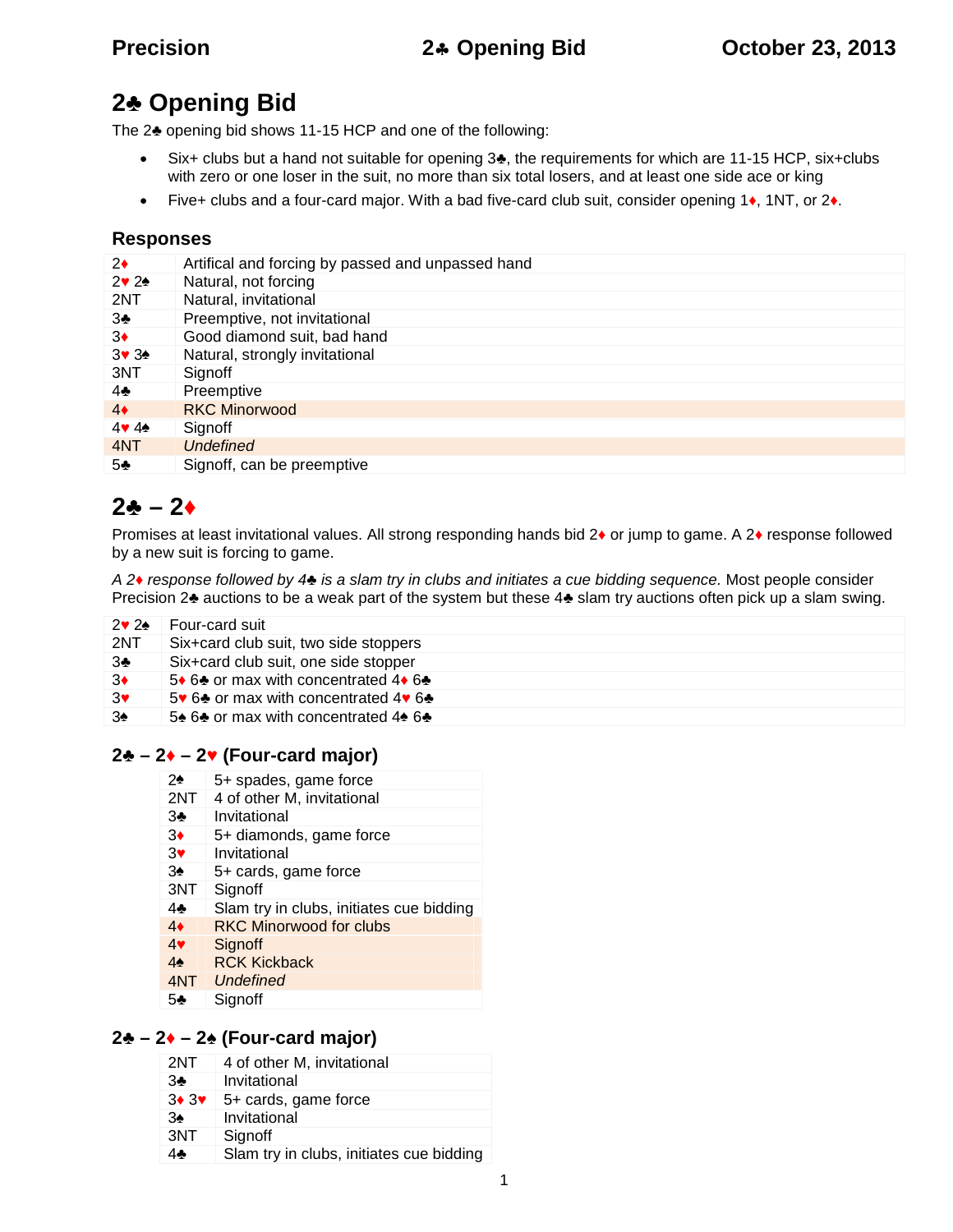# 2♣ Opening Bid

The 2♣ opening bid shows 11-15 HCP and one of the following:

- Six+ clubs but a hand not suitable for opening 3♣, the requirements for which are 11-15 HCP, six+clubs with zero or one loser in the suit, no more than six total losers, and at least one side ace or king
- Five+ clubs and a four-card major. With a bad five-card club suit, consider opening 1♦, 1NT, or 2♦.

### Responses

| | |
|---|---|
| 2♦ | Artifical and forcing by passed and unpassed hand |
| 2♥ 2♠ | Natural, not forcing |
| 2NT | Natural, invitational |
| 3♣ | Preemptive, not invitational |
| 3♦ | Good diamond suit, bad hand |
| 3♥ 3♠ | Natural, strongly invitational |
| 3NT | Signoff |
| 4♣ | Preemptive |
| 4♦ | RKC Minorwood |
| 4♥ 4♠ | Signoff |
| 4NT | *Undefined* |
| 5♣ | Signoff, can be preemptive |

## 2♣ – 2♦

Promises at least invitational values. All strong responding hands bid 2♦ or jump to game. A 2♦ response followed by a new suit is forcing to game.

*A 2♦ response followed by 4♣ is a slam try in clubs and initiates a cue bidding sequence.* Most people consider Precision 2♣ auctions to be a weak part of the system but these 4♣ slam try auctions often pick up a slam swing.

| | |
|---|---|
| 2♥ 2♠ | Four-card suit |
| 2NT | Six+card club suit, two side stoppers |
| 3♣ | Six+card club suit, one side stopper |
| 3♦ | 5♦ 6♣ or max with concentrated 4♦ 6♣ |
| 3♥ | 5♥ 6♣ or max with concentrated 4♥ 6♣ |
| 3♠ | 5♠ 6♣ or max with concentrated 4♠ 6♣ |

### 2♣ – 2♦ – 2♥ (Four-card major)

| | |
|---|---|
| 2♠ | 5+ spades, game force |
| 2NT | 4 of other M, invitational |
| 3♣ | Invitational |
| 3♦ | 5+ diamonds, game force |
| 3♥ | Invitational |
| 3♠ | 5+ cards, game force |
| 3NT | Signoff |
| 4♣ | Slam try in clubs, initiates cue bidding |
| 4♦ | RKC Minorwood for clubs |
| 4♥ | Signoff |
| 4♠ | RCK Kickback |
| 4NT | *Undefined* |
| 5♣ | Signoff |

### 2♣ – 2♦ – 2♠ (Four-card major)

| | |
|---|---|
| 2NT | 4 of other M, invitational |
| 3♣ | Invitational |
| 3♦ 3♥ | 5+ cards, game force |
| 3♠ | Invitational |
| 3NT | Signoff |
| 4♣ | Slam try in clubs, initiates cue bidding |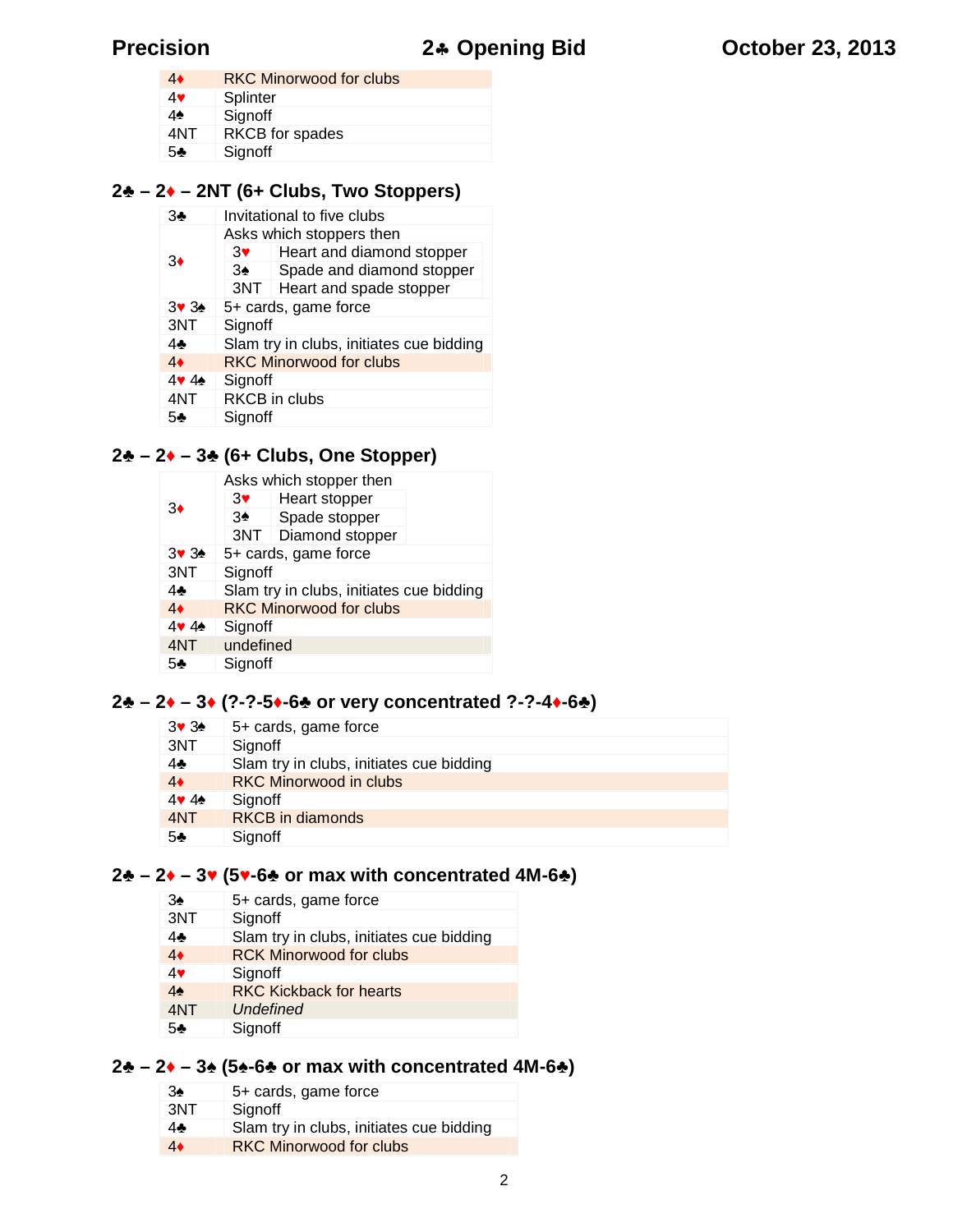| | |
|---|---|
| 4♦ | RKC Minorwood for clubs |
| 4♥ | Splinter |
| 4♠ | Signoff |
| 4NT | RKCB for spades |
| 5♣ | Signoff |

### 2♣ – 2♦ – 2NT (6+ Clubs, Two Stoppers)

| | |
|---|---|
| 3♣ | Invitational to five clubs |
| 3♦ | Asks which stoppers then<br>3♥ Heart and diamond stopper<br>3♠ Spade and diamond stopper<br>3NT Heart and spade stopper |
| 3♥ 3♠ | 5+ cards, game force |
| 3NT | Signoff |
| 4♣ | Slam try in clubs, initiates cue bidding |
| 4♦ | RKC Minorwood for clubs |
| 4♥ 4♠ | Signoff |
| 4NT | RKCB in clubs |
| 5♣ | Signoff |

### 2♣ – 2♦ – 3♣ (6+ Clubs, One Stopper)

| | |
|---|---|
| 3♦ | Asks which stopper then<br>3♥ Heart stopper<br>3♠ Spade stopper<br>3NT Diamond stopper |
| 3♥ 3♠ | 5+ cards, game force |
| 3NT | Signoff |
| 4♣ | Slam try in clubs, initiates cue bidding |
| 4♦ | RKC Minorwood for clubs |
| 4♥ 4♠ | Signoff |
| 4NT | undefined |
| 5♣ | Signoff |

### 2♣ – 2♦ – 3♦ (?-?-5♦-6♣ or very concentrated ?-?-4♦-6♣)

| | |
|---|---|
| 3♥ 3♠ | 5+ cards, game force |
| 3NT | Signoff |
| 4♣ | Slam try in clubs, initiates cue bidding |
| 4♦ | RKC Minorwood in clubs |
| 4♥ 4♠ | Signoff |
| 4NT | RKCB in diamonds |
| 5♣ | Signoff |

### 2♣ – 2♦ – 3♥ (5♥-6♣ or max with concentrated 4M-6♣)

| | |
|---|---|
| 3♠ | 5+ cards, game force |
| 3NT | Signoff |
| 4♣ | Slam try in clubs, initiates cue bidding |
| 4♦ | RCK Minorwood for clubs |
| 4♥ | Signoff |
| 4♠ | RKC Kickback for hearts |
| 4NT | *Undefined* |
| 5♣ | Signoff |

### 2♣ – 2♦ – 3♠ (5♠-6♣ or max with concentrated 4M-6♣)

| | |
|---|---|
| 3♠ | 5+ cards, game force |
| 3NT | Signoff |
| 4♣ | Slam try in clubs, initiates cue bidding |
| 4♦ | RKC Minorwood for clubs |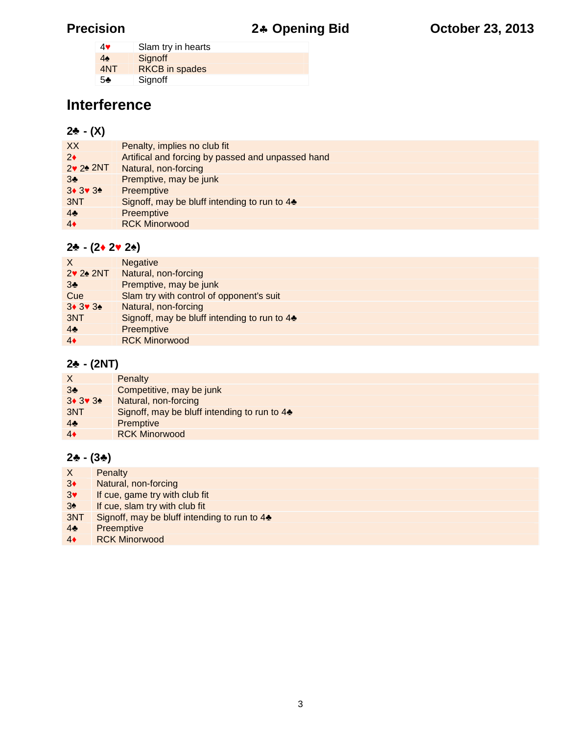| | |
|---|---|
| 4♥ | Slam try in hearts |
| 4♠ | Signoff |
| 4NT | RKCB in spades |
| 5♣ | Signoff |

## Interference

### 2♣ - (X)

| | |
|---|---|
| XX | Penalty, implies no club fit |
| 2♦ | Artifical and forcing by passed and unpassed hand |
| 2♥ 2♠ 2NT | Natural, non-forcing |
| 3♣ | Premptive, may be junk |
| 3♦ 3♥ 3♠ | Preemptive |
| 3NT | Signoff, may be bluff intending to run to 4♣ |
| 4♣ | Preemptive |
| 4♦ | RCK Minorwood |

### 2♣ - (2♦ 2♥ 2♠)

| | |
|---|---|
| X | Negative |
| 2♥ 2♠ 2NT | Natural, non-forcing |
| 3♣ | Premptive, may be junk |
| Cue | Slam try with control of opponent's suit |
| 3♦ 3♥ 3♠ | Natural, non-forcing |
| 3NT | Signoff, may be bluff intending to run to 4♣ |
| 4♣ | Preemptive |
| 4♦ | RCK Minorwood |

### 2♣ - (2NT)

| | |
|---|---|
| X | Penalty |
| 3♣ | Competitive, may be junk |
| 3♦ 3♥ 3♠ | Natural, non-forcing |
| 3NT | Signoff, may be bluff intending to run to 4♣ |
| 4♣ | Premptive |
| 4♦ | RCK Minorwood |

### 2♣ - (3♣)

| | |
|---|---|
| X | Penalty |
| 3♦ | Natural, non-forcing |
| 3♥ | If cue, game try with club fit |
| 3♠ | If cue, slam try with club fit |
| 3NT | Signoff, may be bluff intending to run to 4♣ |
| 4♣ | Preemptive |
| 4♦ | RCK Minorwood |